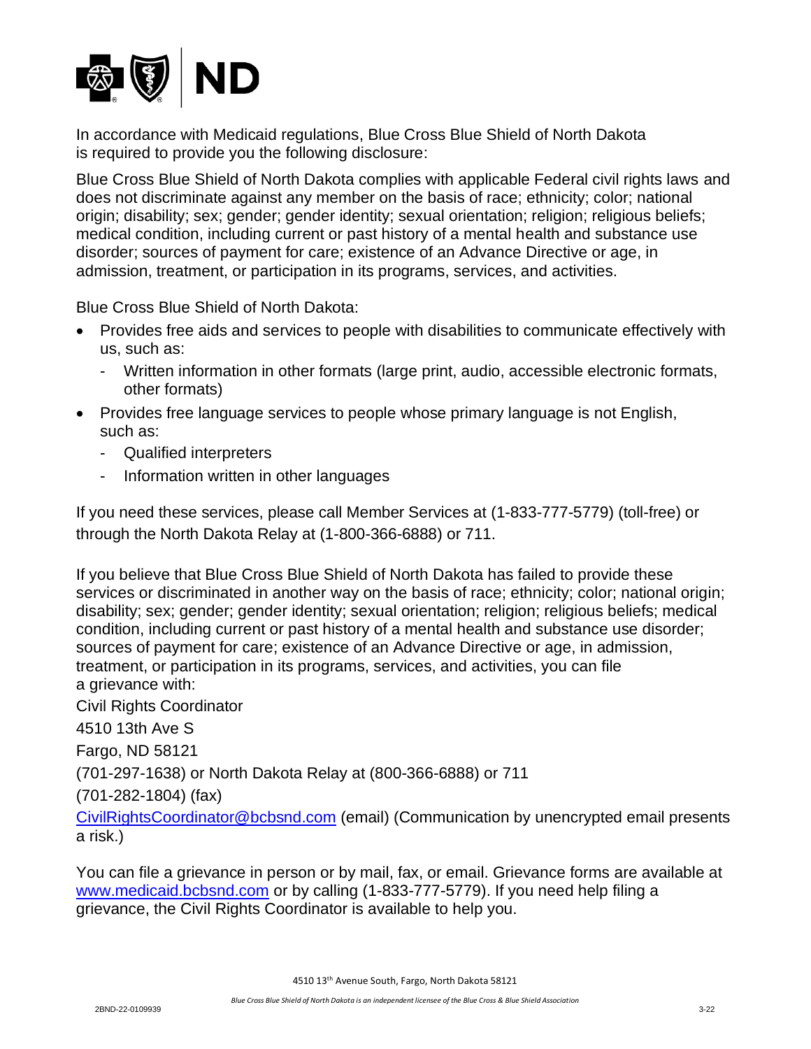In accordance with Medicaid regulations, Blue Cross Blue Shield of North Dakota is required to provide you the following disclosure:

Blue Cross Blue Shield of North Dakota complies with applicable Federal civil rights laws and does not discriminate against any member on the basis of race; ethnicity; color; national origin; disability; sex; gender; gender identity; sexual orientation; religion; religious beliefs; medical condition, including current or past history of a mental health and substance use disorder; sources of payment for care; existence of an Advance Directive or age, in admission, treatment, or participation in its programs, services, and activities.

Blue Cross Blue Shield of North Dakota:

- Provides free aids and services to people with disabilities to communicate effectively with us, such as:
  - Written information in other formats (large print, audio, accessible electronic formats, other formats)
- Provides free language services to people whose primary language is not English, such as:
  - Qualified interpreters
  - Information written in other languages

If you need these services, please call Member Services at (1-833-777-5779) (toll-free) or through the North Dakota Relay at (1-800-366-6888) or 711.

If you believe that Blue Cross Blue Shield of North Dakota has failed to provide these services or discriminated in another way on the basis of race; ethnicity; color; national origin; disability; sex; gender; gender identity; sexual orientation; religion; religious beliefs; medical condition, including current or past history of a mental health and substance use disorder; sources of payment for care; existence of an Advance Directive or age, in admission, treatment, or participation in its programs, services, and activities, you can file a grievance with:

Civil Rights Coordinator

4510 13th Ave S

Fargo, ND 58121

(701-297-1638) or North Dakota Relay at (800-366-6888) or 711

(701-282-1804) (fax)

CivilRightsCoordinator@bcbsnd.com (email) (Communication by unencrypted email presents a risk.)

You can file a grievance in person or by mail, fax, or email. Grievance forms are available at www.medicaid.bcbsnd.com or by calling (1-833-777-5779). If you need help filing a grievance, the Civil Rights Coordinator is available to help you.

4510 13th Avenue South, Fargo, North Dakota 58121

*Blue Cross Blue Shield of North Dakota is an independent licensee of the Blue Cross & Blue Shield Association*

2BND-22-0109939 3-22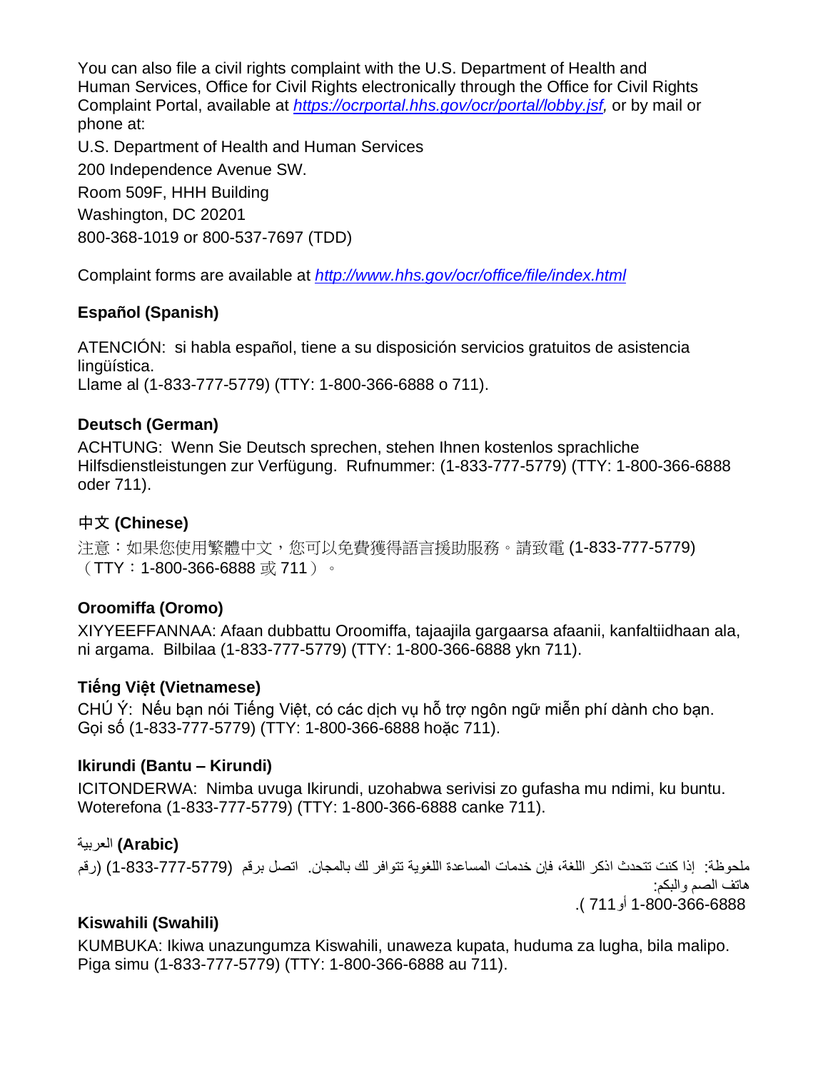You can also file a civil rights complaint with the U.S. Department of Health and Human Services, Office for Civil Rights electronically through the Office for Civil Rights Complaint Portal, available at *https://ocrportal.hhs.gov/ocr/portal/lobby.jsf*, or by mail or phone at:

U.S. Department of Health and Human Services
200 Independence Avenue SW.
Room 509F, HHH Building
Washington, DC 20201
800-368-1019 or 800-537-7697 (TDD)

Complaint forms are available at *http://www.hhs.gov/ocr/office/file/index.html*

**Español (Spanish)**

ATENCIÓN: si habla español, tiene a su disposición servicios gratuitos de asistencia lingüística.
Llame al (1-833-777-5779) (TTY: 1-800-366-6888 o 711).

**Deutsch (German)**

ACHTUNG: Wenn Sie Deutsch sprechen, stehen Ihnen kostenlos sprachliche Hilfsdienstleistungen zur Verfügung. Rufnummer: (1-833-777-5779) (TTY: 1-800-366-6888 oder 711).

**中文 (Chinese)**

注意：如果您使用繁體中文，您可以免費獲得語言援助服務。請致電 (1-833-777-5779)（TTY：1-800-366-6888 或 711）。

**Oroomiffa (Oromo)**

XIYYEEFFANNAA: Afaan dubbattu Oroomiffa, tajaajila gargaarsa afaanii, kanfaltiidhaan ala, ni argama. Bilbilaa (1-833-777-5779) (TTY: 1-800-366-6888 ykn 711).

**Tiếng Việt (Vietnamese)**

CHÚ Ý: Nếu bạn nói Tiếng Việt, có các dịch vụ hỗ trợ ngôn ngữ miễn phí dành cho bạn. Gọi số (1-833-777-5779) (TTY: 1-800-366-6888 hoặc 711).

**Ikirundi (Bantu – Kirundi)**

ICITONDERWA: Nimba uvuga Ikirundi, uzohabwa serivisi zo gufasha mu ndimi, ku buntu. Woterefona (1-833-777-5779) (TTY: 1-800-366-6888 canke 711).

**العربية (Arabic)**

ملحوظة: إذا كنت تتحدث اذكر اللغة، فإن خدمات المساعدة اللغوية تتوافر لك بالمجان. اتصل برقم (1-833-777-5779) (رقم هاتف الصم والبكم: 1-800-366-6888 أو 711 ).

**Kiswahili (Swahili)**

KUMBUKA: Ikiwa unazungumza Kiswahili, unaweza kupata, huduma za lugha, bila malipo. Piga simu (1-833-777-5779) (TTY: 1-800-366-6888 au 711).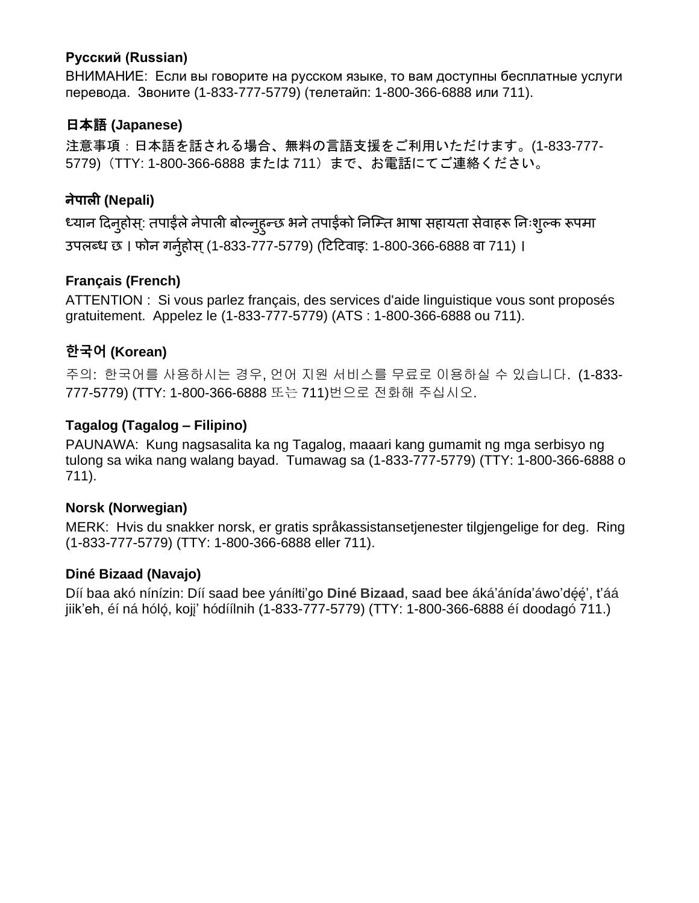**Русский (Russian)**

ВНИМАНИЕ:  Если вы говорите на русском языке, то вам доступны бесплатные услуги перевода.  Звоните (1-833-777-5779) (телетайп: 1-800-366-6888 или 711).

**日本語 (Japanese)**

注意事項：日本語を話される場合、無料の言語支援をご利用いただけます。(1-833-777-5779)（TTY: 1-800-366-6888 または 711）まで、お電話にてご連絡ください。

**नेपाली (Nepali)**

ध्यान दिनुहोस्: तपाईंले नेपाली बोल्नुहुन्छ भने तपाईंको निम्ति भाषा सहायता सेवाहरू निःशुल्क रूपमा उपलब्ध छ । फोन गर्नुहोस् (1-833-777-5779) (टिटिवाइ: 1-800-366-6888 वा 711) ।

**Français (French)**

ATTENTION :  Si vous parlez français, des services d'aide linguistique vous sont proposés gratuitement.  Appelez le (1-833-777-5779) (ATS : 1-800-366-6888 ou 711).

**한국어 (Korean)**

주의: 한국어를 사용하시는 경우, 언어 지원 서비스를 무료로 이용하실 수 있습니다. (1-833-777-5779) (TTY: 1-800-366-6888 또는 711)번으로 전화해 주십시오.

**Tagalog (Tagalog – Filipino)**

PAUNAWA:  Kung nagsasalita ka ng Tagalog, maaari kang gumamit ng mga serbisyo ng tulong sa wika nang walang bayad.  Tumawag sa (1-833-777-5779) (TTY: 1-800-366-6888 o 711).

**Norsk (Norwegian)**

MERK:  Hvis du snakker norsk, er gratis språkassistansetjenester tilgjengelige for deg.  Ring (1-833-777-5779) (TTY: 1-800-366-6888 eller 711).

**Diné Bizaad (Navajo)**

Díí baa akó nínízin: Díí saad bee yáníłti'go **Diné Bizaad**, saad bee áká'ánída'áwo'dę́ę́', t'áá jiik'eh, éí ná hólǫ́, kojį' hódíílnih (1-833-777-5779) (TTY: 1-800-366-6888 éí doodagó 711.)